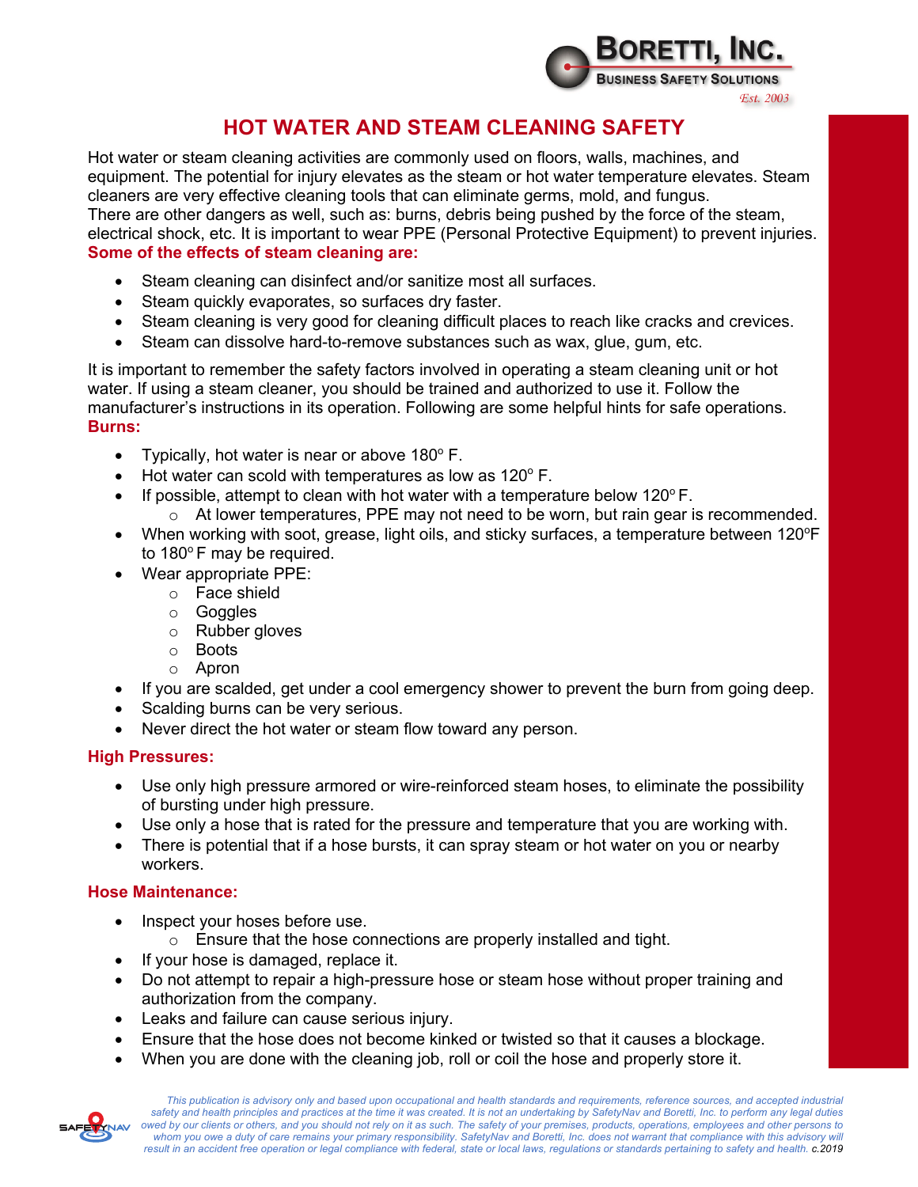**BORETTI, INC.**
**BUSINESS SAFETY SOLUTIONS**
*Est. 2003*

# HOT WATER AND STEAM CLEANING SAFETY

Hot water or steam cleaning activities are commonly used on floors, walls, machines, and equipment. The potential for injury elevates as the steam or hot water temperature elevates. Steam cleaners are very effective cleaning tools that can eliminate germs, mold, and fungus.
There are other dangers as well, such as: burns, debris being pushed by the force of the steam, electrical shock, etc. It is important to wear PPE (Personal Protective Equipment) to prevent injuries.

**Some of the effects of steam cleaning are:**

- Steam cleaning can disinfect and/or sanitize most all surfaces.
- Steam quickly evaporates, so surfaces dry faster.
- Steam cleaning is very good for cleaning difficult places to reach like cracks and crevices.
- Steam can dissolve hard-to-remove substances such as wax, glue, gum, etc.

It is important to remember the safety factors involved in operating a steam cleaning unit or hot water. If using a steam cleaner, you should be trained and authorized to use it. Follow the manufacturer's instructions in its operation. Following are some helpful hints for safe operations.

**Burns:**

- Typically, hot water is near or above 180° F.
- Hot water can scold with temperatures as low as 120° F.
- If possible, attempt to clean with hot water with a temperature below 120° F.
  - At lower temperatures, PPE may not need to be worn, but rain gear is recommended.
- When working with soot, grease, light oils, and sticky surfaces, a temperature between 120°F to 180° F may be required.
- Wear appropriate PPE:
  - Face shield
  - Goggles
  - Rubber gloves
  - Boots
  - Apron
- If you are scalded, get under a cool emergency shower to prevent the burn from going deep.
- Scalding burns can be very serious.
- Never direct the hot water or steam flow toward any person.

**High Pressures:**

- Use only high pressure armored or wire-reinforced steam hoses, to eliminate the possibility of bursting under high pressure.
- Use only a hose that is rated for the pressure and temperature that you are working with.
- There is potential that if a hose bursts, it can spray steam or hot water on you or nearby workers.

**Hose Maintenance:**

- Inspect your hoses before use.
  - Ensure that the hose connections are properly installed and tight.
- If your hose is damaged, replace it.
- Do not attempt to repair a high-pressure hose or steam hose without proper training and authorization from the company.
- Leaks and failure can cause serious injury.
- Ensure that the hose does not become kinked or twisted so that it causes a blockage.
- When you are done with the cleaning job, roll or coil the hose and properly store it.

*This publication is advisory only and based upon occupational and health standards and requirements, reference sources, and accepted industrial safety and health principles and practices at the time it was created. It is not an undertaking by SafetyNav and Boretti, Inc. to perform any legal duties owed by our clients or others, and you should not rely on it as such. The safety of your premises, products, operations, employees and other persons to whom you owe a duty of care remains your primary responsibility. SafetyNav and Boretti, Inc. does not warrant that compliance with this advisory will result in an accident free operation or legal compliance with federal, state or local laws, regulations or standards pertaining to safety and health.* ***c.2019***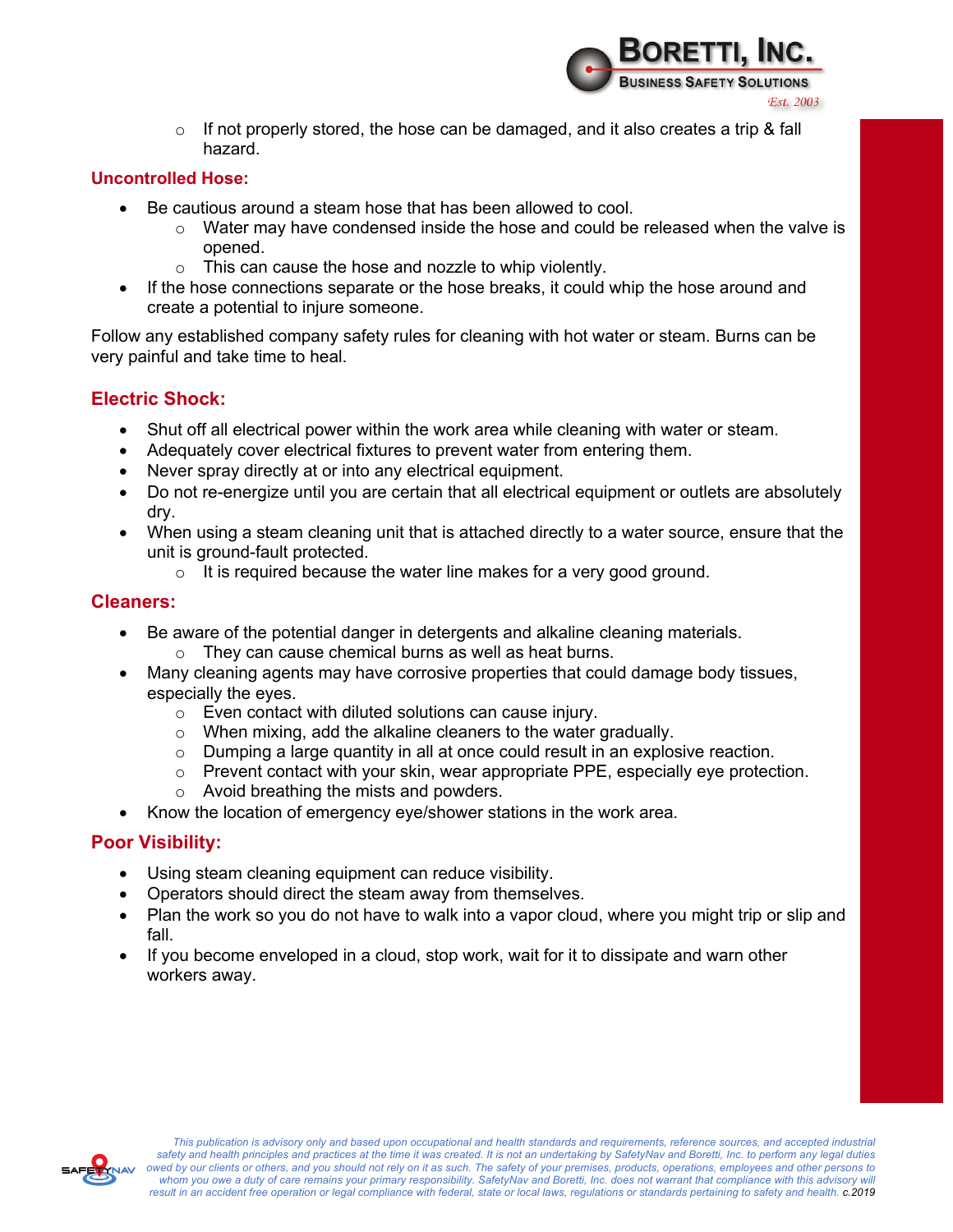- If not properly stored, the hose can be damaged, and it also creates a trip & fall hazard.

### Uncontrolled Hose:

- Be cautious around a steam hose that has been allowed to cool.
    - Water may have condensed inside the hose and could be released when the valve is opened.
    - This can cause the hose and nozzle to whip violently.
- If the hose connections separate or the hose breaks, it could whip the hose around and create a potential to injure someone.

Follow any established company safety rules for cleaning with hot water or steam. Burns can be very painful and take time to heal.

### Electric Shock:

- Shut off all electrical power within the work area while cleaning with water or steam.
- Adequately cover electrical fixtures to prevent water from entering them.
- Never spray directly at or into any electrical equipment.
- Do not re-energize until you are certain that all electrical equipment or outlets are absolutely dry.
- When using a steam cleaning unit that is attached directly to a water source, ensure that the unit is ground-fault protected.
    - It is required because the water line makes for a very good ground.

### Cleaners:

- Be aware of the potential danger in detergents and alkaline cleaning materials.
    - They can cause chemical burns as well as heat burns.
- Many cleaning agents may have corrosive properties that could damage body tissues, especially the eyes.
    - Even contact with diluted solutions can cause injury.
    - When mixing, add the alkaline cleaners to the water gradually.
    - Dumping a large quantity in all at once could result in an explosive reaction.
    - Prevent contact with your skin, wear appropriate PPE, especially eye protection.
    - Avoid breathing the mists and powders.
- Know the location of emergency eye/shower stations in the work area.

### Poor Visibility:

- Using steam cleaning equipment can reduce visibility.
- Operators should direct the steam away from themselves.
- Plan the work so you do not have to walk into a vapor cloud, where you might trip or slip and fall.
- If you become enveloped in a cloud, stop work, wait for it to dissipate and warn other workers away.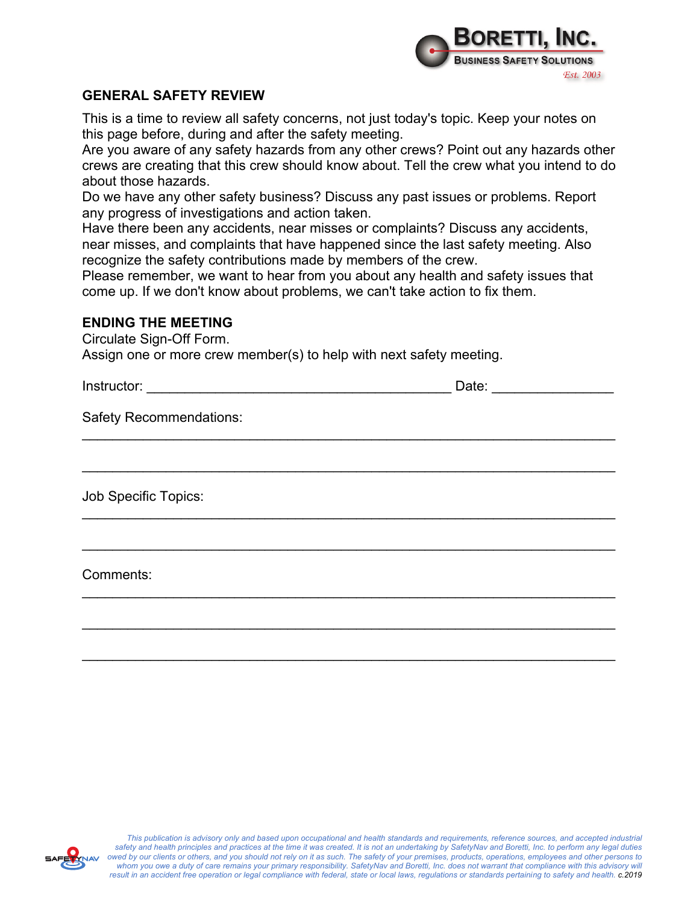## GENERAL SAFETY REVIEW

This is a time to review all safety concerns, not just today's topic. Keep your notes on this page before, during and after the safety meeting.
Are you aware of any safety hazards from any other crews? Point out any hazards other crews are creating that this crew should know about. Tell the crew what you intend to do about those hazards.
Do we have any other safety business? Discuss any past issues or problems. Report any progress of investigations and action taken.
Have there been any accidents, near misses or complaints? Discuss any accidents, near misses, and complaints that have happened since the last safety meeting. Also recognize the safety contributions made by members of the crew.
Please remember, we want to hear from you about any health and safety issues that come up. If we don't know about problems, we can't take action to fix them.

## ENDING THE MEETING

Circulate Sign-Off Form.
Assign one or more crew member(s) to help with next safety meeting.

Instructor: ________________________________________ Date: ________________

Safety Recommendations:

_________________________________________________________________________

_________________________________________________________________________

Job Specific Topics:

_________________________________________________________________________

_________________________________________________________________________

Comments:

_________________________________________________________________________

_________________________________________________________________________

_________________________________________________________________________

*This publication is advisory only and based upon occupational and health standards and requirements, reference sources, and accepted industrial safety and health principles and practices at the time it was created. It is not an undertaking by SafetyNav and Boretti, Inc. to perform any legal duties owed by our clients or others, and you should not rely on it as such. The safety of your premises, products, operations, employees and other persons to whom you owe a duty of care remains your primary responsibility. SafetyNav and Boretti, Inc. does not warrant that compliance with this advisory will result in an accident free operation or legal compliance with federal, state or local laws, regulations or standards pertaining to safety and health.* c.2019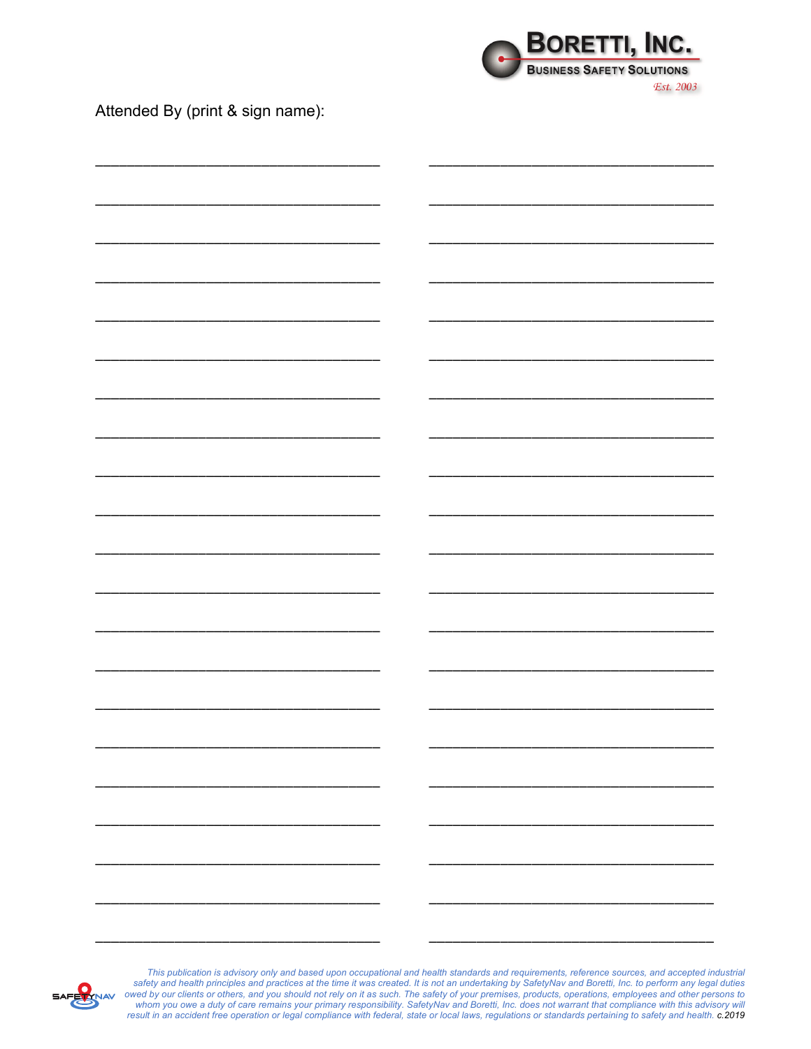Attended By (print & sign name):

| | |
|---|---|
| ______________________________ | ______________________________ |
| ______________________________ | ______________________________ |
| ______________________________ | ______________________________ |
| ______________________________ | ______________________________ |
| ______________________________ | ______________________________ |
| ______________________________ | ______________________________ |
| ______________________________ | ______________________________ |
| ______________________________ | ______________________________ |
| ______________________________ | ______________________________ |
| ______________________________ | ______________________________ |
| ______________________________ | ______________________________ |
| ______________________________ | ______________________________ |
| ______________________________ | ______________________________ |
| ______________________________ | ______________________________ |
| ______________________________ | ______________________________ |
| ______________________________ | ______________________________ |
| ______________________________ | ______________________________ |
| ______________________________ | ______________________________ |
| ______________________________ | ______________________________ |
| ______________________________ | ______________________________ |
| ______________________________ | ______________________________ |

*This publication is advisory only and based upon occupational and health standards and requirements, reference sources, and accepted industrial safety and health principles and practices at the time it was created. It is not an undertaking by SafetyNav and Boretti, Inc. to perform any legal duties owed by our clients or others, and you should not rely on it as such. The safety of your premises, products, operations, employees and other persons to whom you owe a duty of care remains your primary responsibility. SafetyNav and Boretti, Inc. does not warrant that compliance with this advisory will result in an accident free operation or legal compliance with federal, state or local laws, regulations or standards pertaining to safety and health.* c.2019